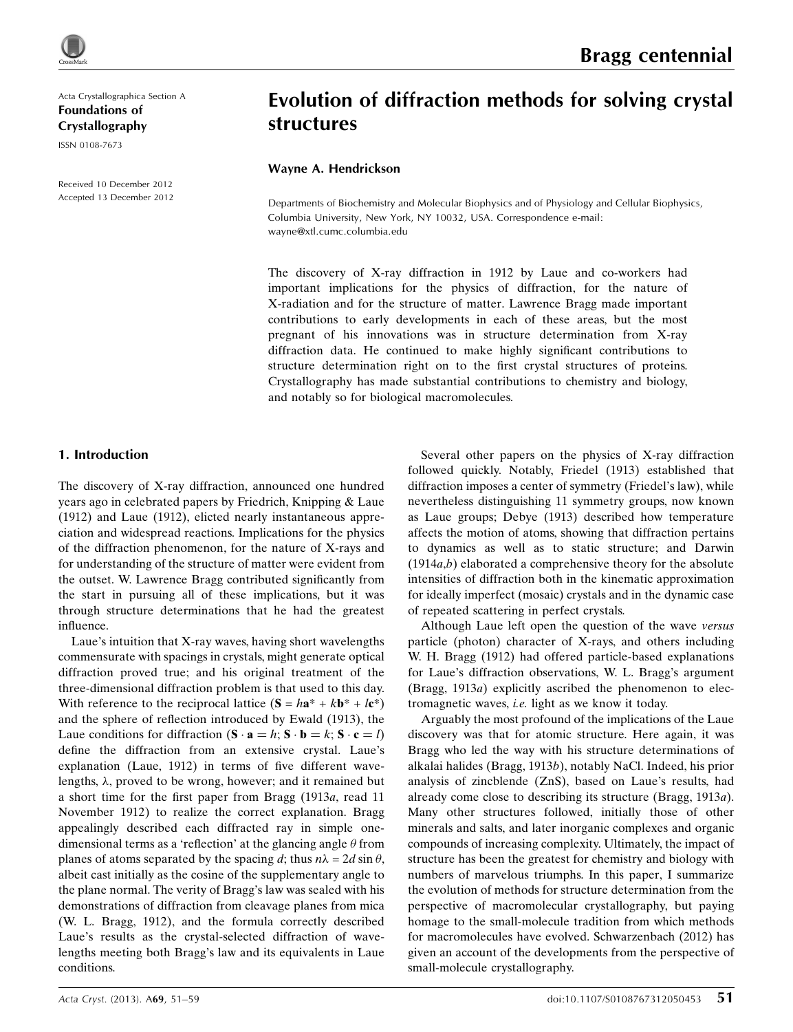Acta Crystallographica Section A

**Foundations of Crystallography**

ISSN 0108-7673

Received 10 December 2012
Accepted 13 December 2012

**Bragg centennial**

# Evolution of diffraction methods for solving crystal structures

**Wayne A. Hendrickson**

Departments of Biochemistry and Molecular Biophysics and of Physiology and Cellular Biophysics, Columbia University, New York, NY 10032, USA. Correspondence e-mail: wayne@xtl.cumc.columbia.edu

The discovery of X-ray diffraction in 1912 by Laue and co-workers had important implications for the physics of diffraction, for the nature of X-radiation and for the structure of matter. Lawrence Bragg made important contributions to early developments in each of these areas, but the most pregnant of his innovations was in structure determination from X-ray diffraction data. He continued to make highly significant contributions to structure determination right on to the first crystal structures of proteins. Crystallography has made substantial contributions to chemistry and biology, and notably so for biological macromolecules.

## 1. Introduction

The discovery of X-ray diffraction, announced one hundred years ago in celebrated papers by Friedrich, Knipping & Laue (1912) and Laue (1912), elicted nearly instantaneous appreciation and widespread reactions. Implications for the physics of the diffraction phenomenon, for the nature of X-rays and for understanding of the structure of matter were evident from the outset. W. Lawrence Bragg contributed significantly from the start in pursuing all of these implications, but it was through structure determinations that he had the greatest influence.

Laue's intuition that X-ray waves, having short wavelengths commensurate with spacings in crystals, might generate optical diffraction proved true; and his original treatment of the three-dimensional diffraction problem is that used to this day. With reference to the reciprocal lattice ($\mathbf{S} = h\mathbf{a}^* + k\mathbf{b}^* + l\mathbf{c}^*$) and the sphere of reflection introduced by Ewald (1913), the Laue conditions for diffraction ($\mathbf{S} \cdot \mathbf{a} = h$; $\mathbf{S} \cdot \mathbf{b} = k$; $\mathbf{S} \cdot \mathbf{c} = l$) define the diffraction from an extensive crystal. Laue's explanation (Laue, 1912) in terms of five different wavelengths, $\lambda$, proved to be wrong, however; and it remained but a short time for the first paper from Bragg (1913*a*, read 11 November 1912) to realize the correct explanation. Bragg appealingly described each diffracted ray in simple one-dimensional terms as a 'reflection' at the glancing angle $\theta$ from planes of atoms separated by the spacing $d$; thus $n\lambda = 2d\sin\theta$, albeit cast initially as the cosine of the supplementary angle to the plane normal. The verity of Bragg's law was sealed with his demonstrations of diffraction from cleavage planes from mica (W. L. Bragg, 1912), and the formula correctly described Laue's results as the crystal-selected diffraction of wavelengths meeting both Bragg's law and its equivalents in Laue conditions.

Several other papers on the physics of X-ray diffraction followed quickly. Notably, Friedel (1913) established that diffraction imposes a center of symmetry (Friedel's law), while nevertheless distinguishing 11 symmetry groups, now known as Laue groups; Debye (1913) described how temperature affects the motion of atoms, showing that diffraction pertains to dynamics as well as to static structure; and Darwin (1914*a*,*b*) elaborated a comprehensive theory for the absolute intensities of diffraction both in the kinematic approximation for ideally imperfect (mosaic) crystals and in the dynamic case of repeated scattering in perfect crystals.

Although Laue left open the question of the wave *versus* particle (photon) character of X-rays, and others including W. H. Bragg (1912) had offered particle-based explanations for Laue's diffraction observations, W. L. Bragg's argument (Bragg, 1913*a*) explicitly ascribed the phenomenon to electromagnetic waves, *i.e.* light as we know it today.

Arguably the most profound of the implications of the Laue discovery was that for atomic structure. Here again, it was Bragg who led the way with his structure determinations of alkalai halides (Bragg, 1913*b*), notably NaCl. Indeed, his prior analysis of zincblende (ZnS), based on Laue's results, had already come close to describing its structure (Bragg, 1913*a*). Many other structures followed, initially those of other minerals and salts, and later inorganic complexes and organic compounds of increasing complexity. Ultimately, the impact of structure has been the greatest for chemistry and biology with numbers of marvelous triumphs. In this paper, I summarize the evolution of methods for structure determination from the perspective of macromolecular crystallography, but paying homage to the small-molecule tradition from which methods for macromolecules have evolved. Schwarzenbach (2012) has given an account of the developments from the perspective of small-molecule crystallography.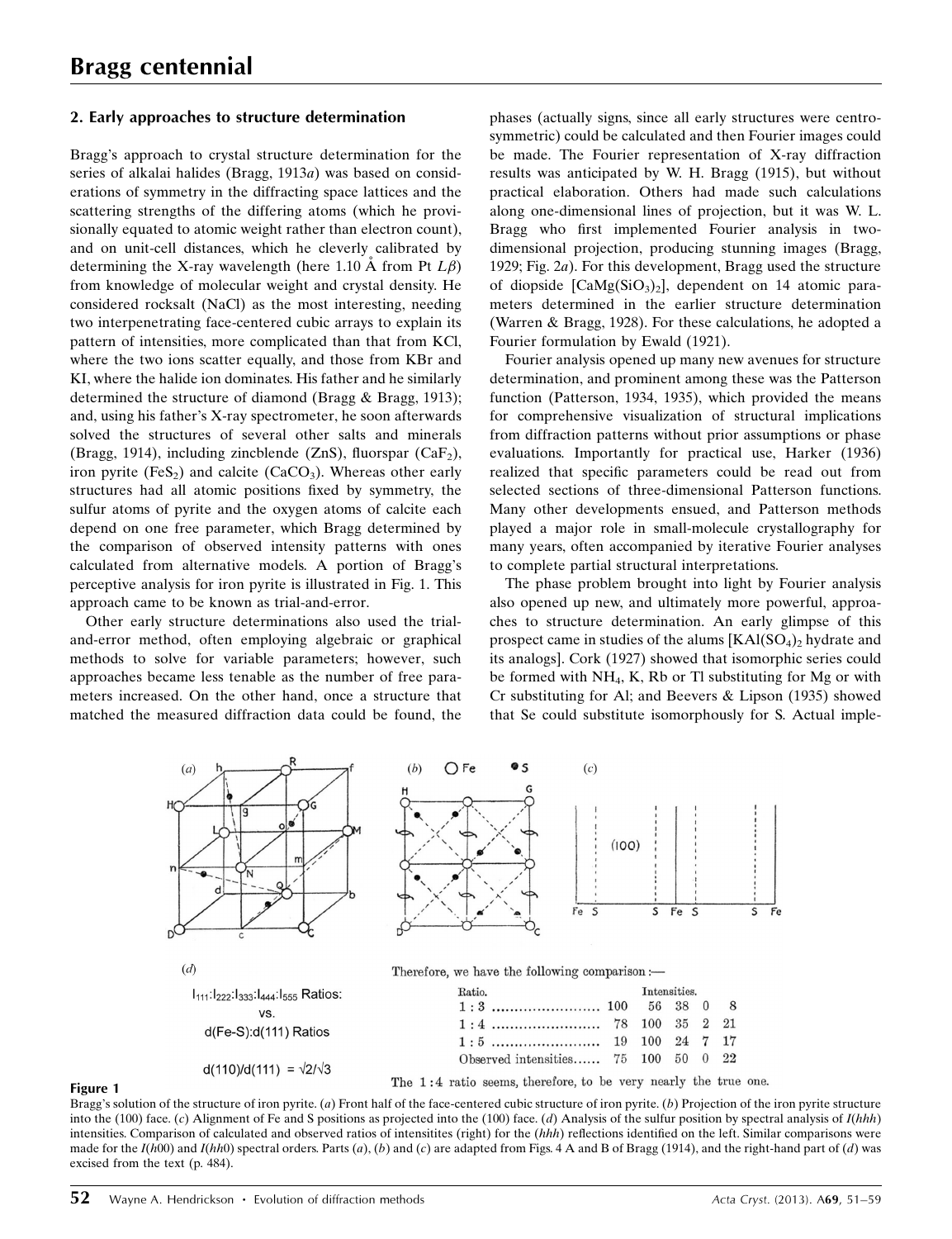## 2. Early approaches to structure determination

Bragg's approach to crystal structure determination for the series of alkalai halides (Bragg, 1913*a*) was based on considerations of symmetry in the diffracting space lattices and the scattering strengths of the differing atoms (which he provisionally equated to atomic weight rather than electron count), and on unit-cell distances, which he cleverly calibrated by determining the X-ray wavelength (here 1.10 Å from Pt $L\beta$) from knowledge of molecular weight and crystal density. He considered rocksalt (NaCl) as the most interesting, needing two interpenetrating face-centered cubic arrays to explain its pattern of intensities, more complicated than that from KCl, where the two ions scatter equally, and those from KBr and KI, where the halide ion dominates. His father and he similarly determined the structure of diamond (Bragg & Bragg, 1913); and, using his father's X-ray spectrometer, he soon afterwards solved the structures of several other salts and minerals (Bragg, 1914), including zincblende (ZnS), fluorspar ($CaF_2$), iron pyrite ($FeS_2$) and calcite ($CaCO_3$). Whereas other early structures had all atomic positions fixed by symmetry, the sulfur atoms of pyrite and the oxygen atoms of calcite each depend on one free parameter, which Bragg determined by the comparison of observed intensity patterns with ones calculated from alternative models. A portion of Bragg's perceptive analysis for iron pyrite is illustrated in Fig. 1. This approach came to be known as trial-and-error.

Other early structure determinations also used the trial-and-error method, often employing algebraic or graphical methods to solve for variable parameters; however, such approaches became less tenable as the number of free parameters increased. On the other hand, once a structure that matched the measured diffraction data could be found, the phases (actually signs, since all early structures were centrosymmetric) could be calculated and then Fourier images could be made. The Fourier representation of X-ray diffraction results was anticipated by W. H. Bragg (1915), but without practical elaboration. Others had made such calculations along one-dimensional lines of projection, but it was W. L. Bragg who first implemented Fourier analysis in two-dimensional projection, producing stunning images (Bragg, 1929; Fig. 2*a*). For this development, Bragg used the structure of diopside [$CaMg(SiO_3)_2$], dependent on 14 atomic parameters determined in the earlier structure determination (Warren & Bragg, 1928). For these calculations, he adopted a Fourier formulation by Ewald (1921).

Fourier analysis opened up many new avenues for structure determination, and prominent among these was the Patterson function (Patterson, 1934, 1935), which provided the means for comprehensive visualization of structural implications from diffraction patterns without prior assumptions or phase evaluations. Importantly for practical use, Harker (1936) realized that specific parameters could be read out from selected sections of three-dimensional Patterson functions. Many other developments ensued, and Patterson methods played a major role in small-molecule crystallography for many years, often accompanied by iterative Fourier analyses to complete partial structural interpretations.

The phase problem brought into light by Fourier analysis also opened up new, and ultimately more powerful, approaches to structure determination. An early glimpse of this prospect came in studies of the alums [$KAl(SO_4)_2$ hydrate and its analogs]. Cork (1927) showed that isomorphic series could be formed with $NH_4$, K, Rb or Tl substituting for Mg or with Cr substituting for Al; and Beevers & Lipson (1935) showed that Se could substitute isomorphously for S. Actual imple-

(*d*) $I_{111}:I_{222}:I_{333}:I_{444}:I_{555}$ Ratios: vs. d(Fe-S):d(111) Ratios

$d(110)/d(111) = \sqrt{2}/\sqrt{3}$

Therefore, we have the following comparison :—

| Ratio. | Intensities. | | | | |
|---|---|---|---|---|---|
| 1 : 3 | 100 | 56 | 38 | 0 | 8 |
| 1 : 4 | 78 | 100 | 35 | 2 | 21 |
| 1 : 5 | 19 | 100 | 24 | 7 | 17 |
| Observed intensities | 75 | 100 | 50 | 0 | 22 |

The 1 : 4 ratio seems, therefore, to be very nearly the true one.

**Figure 1**

Bragg's solution of the structure of iron pyrite. (*a*) Front half of the face-centered cubic structure of iron pyrite. (*b*) Projection of the iron pyrite structure into the (100) face. (*c*) Alignment of Fe and S positions as projected into the (100) face. (*d*) Analysis of the sulfur position by spectral analysis of $I(hhh)$ intensities. Comparison of calculated and observed ratios of intensitites (right) for the ($hhh$) reflections identified on the left. Similar comparisons were made for the $I(h00)$ and $I(hh0)$ spectral orders. Parts (*a*), (*b*) and (*c*) are adapted from Figs. 4 A and B of Bragg (1914), and the right-hand part of (*d*) was excised from the text (p. 484).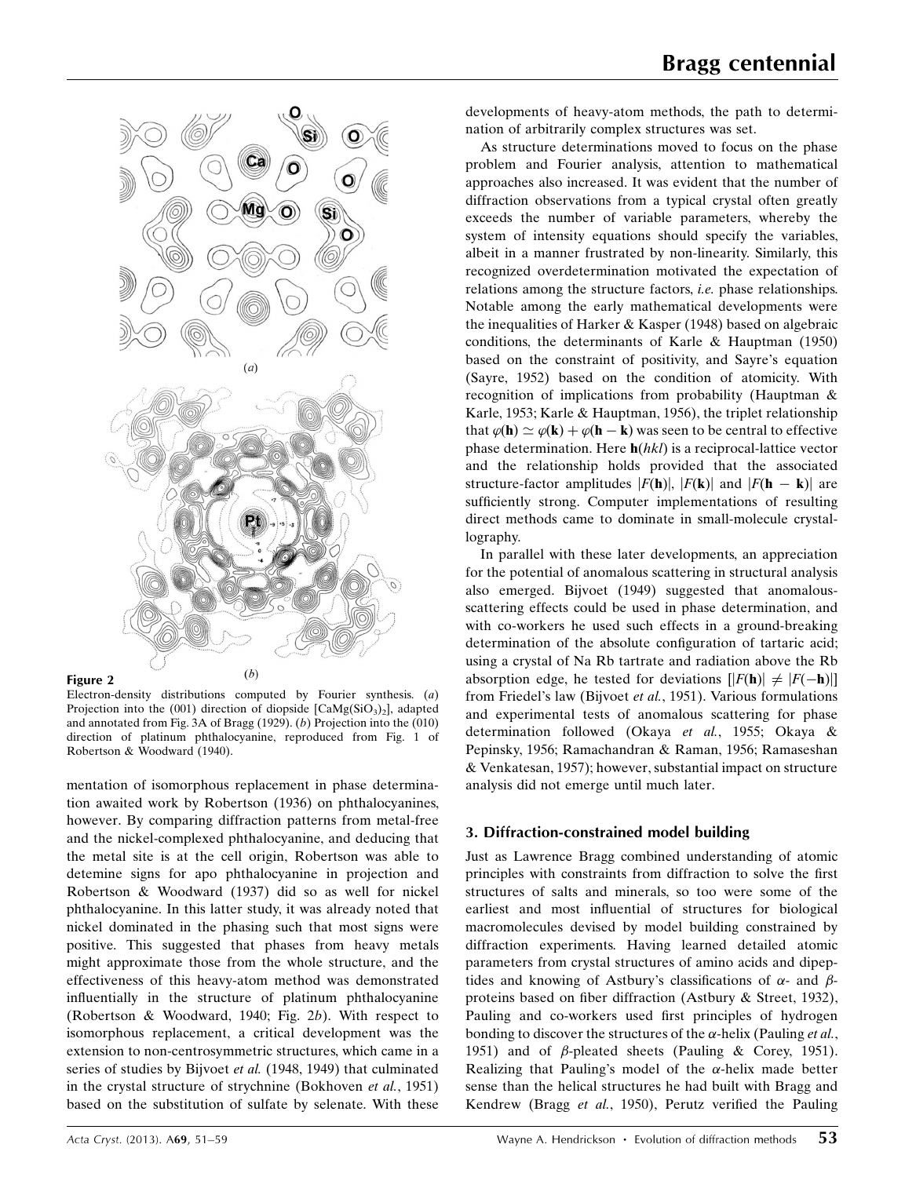Figure 2

Electron-density distributions computed by Fourier synthesis. (*a*) Projection into the (001) direction of diopside [$CaMg(SiO_3)_2$], adapted and annotated from Fig. 3A of Bragg (1929). (*b*) Projection into the (010) direction of platinum phthalocyanine, reproduced from Fig. 1 of Robertson & Woodward (1940).

mentation of isomorphous replacement in phase determination awaited work by Robertson (1936) on phthalocyanines, however. By comparing diffraction patterns from metal-free and the nickel-complexed phthalocyanine, and deducing that the metal site is at the cell origin, Robertson was able to detemine signs for apo phthalocyanine in projection and Robertson & Woodward (1937) did so as well for nickel phthalocyanine. In this latter study, it was already noted that nickel dominated in the phasing such that most signs were positive. This suggested that phases from heavy metals might approximate those from the whole structure, and the effectiveness of this heavy-atom method was demonstrated influentially in the structure of platinum phthalocyanine (Robertson & Woodward, 1940; Fig. 2*b*). With respect to isomorphous replacement, a critical development was the extension to non-centrosymmetric structures, which came in a series of studies by Bijvoet *et al.* (1948, 1949) that culminated in the crystal structure of strychnine (Bokhoven *et al.*, 1951) based on the substitution of sulfate by selenate. With these developments of heavy-atom methods, the path to determination of arbitrarily complex structures was set.

As structure determinations moved to focus on the phase problem and Fourier analysis, attention to mathematical approaches also increased. It was evident that the number of diffraction observations from a typical crystal often greatly exceeds the number of variable parameters, whereby the system of intensity equations should specify the variables, albeit in a manner frustrated by non-linearity. Similarly, this recognized overdetermination motivated the expectation of relations among the structure factors, *i.e.* phase relationships. Notable among the early mathematical developments were the inequalities of Harker & Kasper (1948) based on algebraic conditions, the determinants of Karle & Hauptman (1950) based on the constraint of positivity, and Sayre's equation (Sayre, 1952) based on the condition of atomicity. With recognition of implications from probability (Hauptman & Karle, 1953; Karle & Hauptman, 1956), the triplet relationship that $\varphi(\mathbf{h}) \simeq \varphi(\mathbf{k}) + \varphi(\mathbf{h} - \mathbf{k})$ was seen to be central to effective phase determination. Here $\mathbf{h}(hkl)$ is a reciprocal-lattice vector and the relationship holds provided that the associated structure-factor amplitudes $|F(\mathbf{h})|$, $|F(\mathbf{k})|$ and $|F(\mathbf{h} - \mathbf{k})|$ are sufficiently strong. Computer implementations of resulting direct methods came to dominate in small-molecule crystallography.

In parallel with these later developments, an appreciation for the potential of anomalous scattering in structural analysis also emerged. Bijvoet (1949) suggested that anomalous-scattering effects could be used in phase determination, and with co-workers he used such effects in a ground-breaking determination of the absolute configuration of tartaric acid; using a crystal of Na Rb tartrate and radiation above the Rb absorption edge, he tested for deviations $[|F(\mathbf{h})| \neq |F(-\mathbf{h})|]$ from Friedel's law (Bijvoet *et al.*, 1951). Various formulations and experimental tests of anomalous scattering for phase determination followed (Okaya *et al.*, 1955; Okaya & Pepinsky, 1956; Ramachandran & Raman, 1956; Ramaseshan & Venkatesan, 1957); however, substantial impact on structure analysis did not emerge until much later.

## 3. Diffraction-constrained model building

Just as Lawrence Bragg combined understanding of atomic principles with constraints from diffraction to solve the first structures of salts and minerals, so too were some of the earliest and most influential of structures for biological macromolecules devised by model building constrained by diffraction experiments. Having learned detailed atomic parameters from crystal structures of amino acids and dipeptides and knowing of Astbury's classifications of $\alpha$- and $\beta$-proteins based on fiber diffraction (Astbury & Street, 1932), Pauling and co-workers used first principles of hydrogen bonding to discover the structures of the $\alpha$-helix (Pauling *et al.*, 1951) and of $\beta$-pleated sheets (Pauling & Corey, 1951). Realizing that Pauling's model of the $\alpha$-helix made better sense than the helical structures he had built with Bragg and Kendrew (Bragg *et al.*, 1950), Perutz verified the Pauling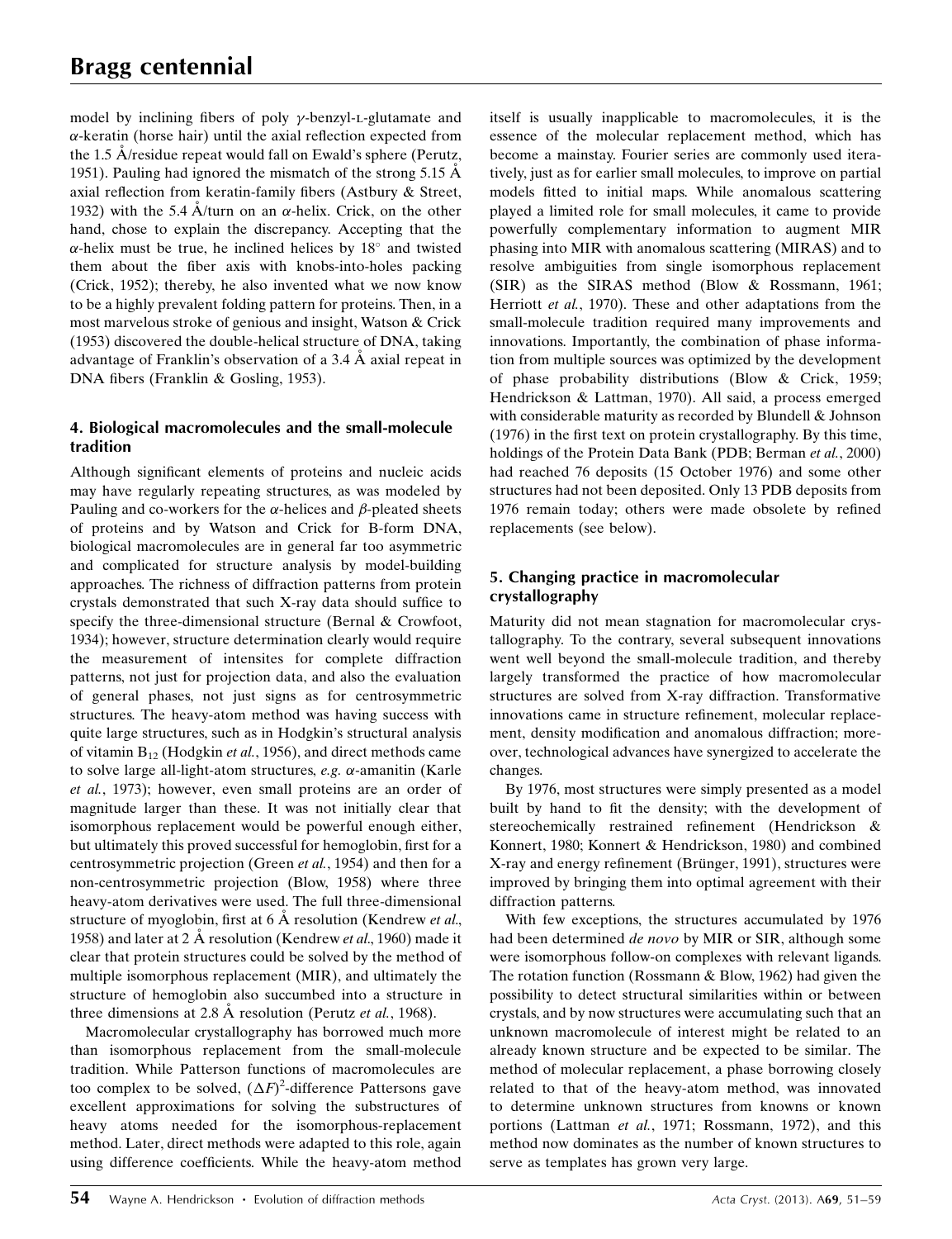model by inclining fibers of poly $\gamma$-benzyl-L-glutamate and $\alpha$-keratin (horse hair) until the axial reflection expected from the 1.5 Å/residue repeat would fall on Ewald's sphere (Perutz, 1951). Pauling had ignored the mismatch of the strong 5.15 Å axial reflection from keratin-family fibers (Astbury & Street, 1932) with the 5.4 Å/turn on an $\alpha$-helix. Crick, on the other hand, chose to explain the discrepancy. Accepting that the $\alpha$-helix must be true, he inclined helices by 18° and twisted them about the fiber axis with knobs-into-holes packing (Crick, 1952); thereby, he also invented what we now know to be a highly prevalent folding pattern for proteins. Then, in a most marvelous stroke of genious and insight, Watson & Crick (1953) discovered the double-helical structure of DNA, taking advantage of Franklin's observation of a 3.4 Å axial repeat in DNA fibers (Franklin & Gosling, 1953).

## 4. Biological macromolecules and the small-molecule tradition

Although significant elements of proteins and nucleic acids may have regularly repeating structures, as was modeled by Pauling and co-workers for the $\alpha$-helices and $\beta$-pleated sheets of proteins and by Watson and Crick for B-form DNA, biological macromolecules are in general far too asymmetric and complicated for structure analysis by model-building approaches. The richness of diffraction patterns from protein crystals demonstrated that such X-ray data should suffice to specify the three-dimensional structure (Bernal & Crowfoot, 1934); however, structure determination clearly would require the measurement of intensites for complete diffraction patterns, not just for projection data, and also the evaluation of general phases, not just signs as for centrosymmetric structures. The heavy-atom method was having success with quite large structures, such as in Hodgkin's structural analysis of vitamin $B_{12}$ (Hodgkin *et al.*, 1956), and direct methods came to solve large all-light-atom structures, *e.g.* $\alpha$-amanitin (Karle *et al.*, 1973); however, even small proteins are an order of magnitude larger than these. It was not initially clear that isomorphous replacement would be powerful enough either, but ultimately this proved successful for hemoglobin, first for a centrosymmetric projection (Green *et al.*, 1954) and then for a non-centrosymmetric projection (Blow, 1958) where three heavy-atom derivatives were used. The full three-dimensional structure of myoglobin, first at 6 Å resolution (Kendrew *et al.*, 1958) and later at 2 Å resolution (Kendrew *et al.*, 1960) made it clear that protein structures could be solved by the method of multiple isomorphous replacement (MIR), and ultimately the structure of hemoglobin also succumbed into a structure in three dimensions at 2.8 Å resolution (Perutz *et al.*, 1968).

Macromolecular crystallography has borrowed much more than isomorphous replacement from the small-molecule tradition. While Patterson functions of macromolecules are too complex to be solved, $(\Delta F)^2$-difference Pattersons gave excellent approximations for solving the substructures of heavy atoms needed for the isomorphous-replacement method. Later, direct methods were adapted to this role, again using difference coefficients. While the heavy-atom method itself is usually inapplicable to macromolecules, it is the essence of the molecular replacement method, which has become a mainstay. Fourier series are commonly used iteratively, just as for earlier small molecules, to improve on partial models fitted to initial maps. While anomalous scattering played a limited role for small molecules, it came to provide powerfully complementary information to augment MIR phasing into MIR with anomalous scattering (MIRAS) and to resolve ambiguities from single isomorphous replacement (SIR) as the SIRAS method (Blow & Rossmann, 1961; Herriott *et al.*, 1970). These and other adaptations from the small-molecule tradition required many improvements and innovations. Importantly, the combination of phase information from multiple sources was optimized by the development of phase probability distributions (Blow & Crick, 1959; Hendrickson & Lattman, 1970). All said, a process emerged with considerable maturity as recorded by Blundell & Johnson (1976) in the first text on protein crystallography. By this time, holdings of the Protein Data Bank (PDB; Berman *et al.*, 2000) had reached 76 deposits (15 October 1976) and some other structures had not been deposited. Only 13 PDB deposits from 1976 remain today; others were made obsolete by refined replacements (see below).

## 5. Changing practice in macromolecular crystallography

Maturity did not mean stagnation for macromolecular crystallography. To the contrary, several subsequent innovations went well beyond the small-molecule tradition, and thereby largely transformed the practice of how macromolecular structures are solved from X-ray diffraction. Transformative innovations came in structure refinement, molecular replacement, density modification and anomalous diffraction; moreover, technological advances have synergized to accelerate the changes.

By 1976, most structures were simply presented as a model built by hand to fit the density; with the development of stereochemically restrained refinement (Hendrickson & Konnert, 1980; Konnert & Hendrickson, 1980) and combined X-ray and energy refinement (Brünger, 1991), structures were improved by bringing them into optimal agreement with their diffraction patterns.

With few exceptions, the structures accumulated by 1976 had been determined *de novo* by MIR or SIR, although some were isomorphous follow-on complexes with relevant ligands. The rotation function (Rossmann & Blow, 1962) had given the possibility to detect structural similarities within or between crystals, and by now structures were accumulating such that an unknown macromolecule of interest might be related to an already known structure and be expected to be similar. The method of molecular replacement, a phase borrowing closely related to that of the heavy-atom method, was innovated to determine unknown structures from knowns or known portions (Lattman *et al.*, 1971; Rossmann, 1972), and this method now dominates as the number of known structures to serve as templates has grown very large.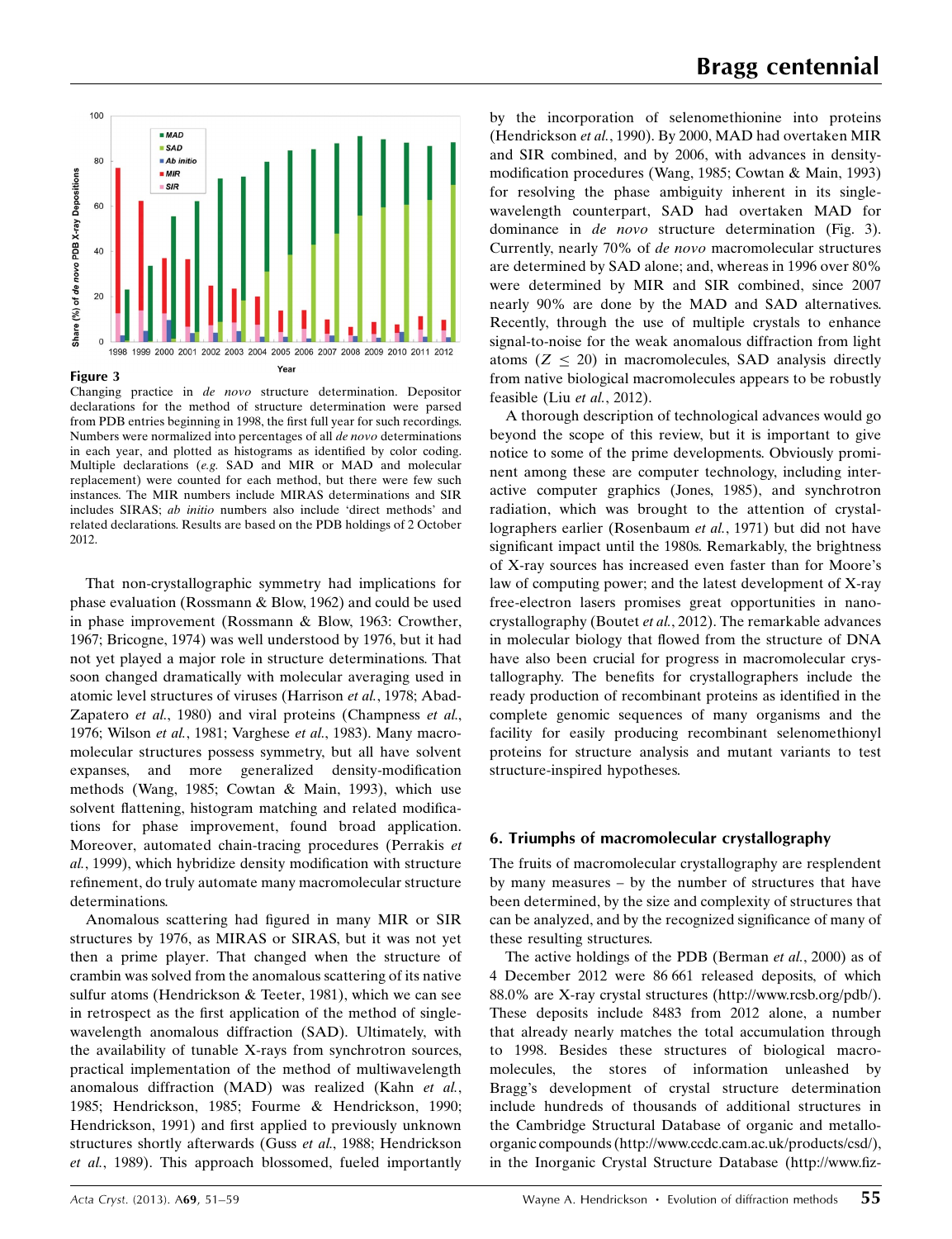**Figure 3**

Changing practice in *de novo* structure determination. Depositor declarations for the method of structure determination were parsed from PDB entries beginning in 1998, the first full year for such recordings. Numbers were normalized into percentages of all *de novo* determinations in each year, and plotted as histograms as identified by color coding. Multiple declarations (*e.g.* SAD and MIR or MAD and molecular replacement) were counted for each method, but there were few such instances. The MIR numbers include MIRAS determinations and SIR includes SIRAS; *ab initio* numbers also include 'direct methods' and related declarations. Results are based on the PDB holdings of 2 October 2012.

That non-crystallographic symmetry had implications for phase evaluation (Rossmann & Blow, 1962) and could be used in phase improvement (Rossmann & Blow, 1963: Crowther, 1967; Bricogne, 1974) was well understood by 1976, but it had not yet played a major role in structure determinations. That soon changed dramatically with molecular averaging used in atomic level structures of viruses (Harrison *et al.*, 1978; Abad-Zapatero *et al.*, 1980) and viral proteins (Champness *et al.*, 1976; Wilson *et al.*, 1981; Varghese *et al.*, 1983). Many macromolecular structures possess symmetry, but all have solvent expanses, and more generalized density-modification methods (Wang, 1985; Cowtan & Main, 1993), which use solvent flattening, histogram matching and related modifications for phase improvement, found broad application. Moreover, automated chain-tracing procedures (Perrakis *et al.*, 1999), which hybridize density modification with structure refinement, do truly automate many macromolecular structure determinations.

Anomalous scattering had figured in many MIR or SIR structures by 1976, as MIRAS or SIRAS, but it was not yet then a prime player. That changed when the structure of crambin was solved from the anomalous scattering of its native sulfur atoms (Hendrickson & Teeter, 1981), which we can see in retrospect as the first application of the method of single-wavelength anomalous diffraction (SAD). Ultimately, with the availability of tunable X-rays from synchrotron sources, practical implementation of the method of multiwavelength anomalous diffraction (MAD) was realized (Kahn *et al.*, 1985; Hendrickson, 1985; Fourme & Hendrickson, 1990; Hendrickson, 1991) and first applied to previously unknown structures shortly afterwards (Guss *et al.*, 1988; Hendrickson *et al.*, 1989). This approach blossomed, fueled importantly by the incorporation of selenomethionine into proteins (Hendrickson *et al.*, 1990). By 2000, MAD had overtaken MIR and SIR combined, and by 2006, with advances in density-modification procedures (Wang, 1985; Cowtan & Main, 1993) for resolving the phase ambiguity inherent in its single-wavelength counterpart, SAD had overtaken MAD for dominance in *de novo* structure determination (Fig. 3). Currently, nearly 70% of *de novo* macromolecular structures are determined by SAD alone; and, whereas in 1996 over 80% were determined by MIR and SIR combined, since 2007 nearly 90% are done by the MAD and SAD alternatives. Recently, through the use of multiple crystals to enhance signal-to-noise for the weak anomalous diffraction from light atoms ($Z \leq 20$) in macromolecules, SAD analysis directly from native biological macromolecules appears to be robustly feasible (Liu *et al.*, 2012).

A thorough description of technological advances would go beyond the scope of this review, but it is important to give notice to some of the prime developments. Obviously prominent among these are computer technology, including interactive computer graphics (Jones, 1985), and synchrotron radiation, which was brought to the attention of crystallographers earlier (Rosenbaum *et al.*, 1971) but did not have significant impact until the 1980s. Remarkably, the brightness of X-ray sources has increased even faster than for Moore's law of computing power; and the latest development of X-ray free-electron lasers promises great opportunities in nanocrystallography (Boutet *et al.*, 2012). The remarkable advances in molecular biology that flowed from the structure of DNA have also been crucial for progress in macromolecular crystallography. The benefits for crystallographers include the ready production of recombinant proteins as identified in the complete genomic sequences of many organisms and the facility for easily producing recombinant selenomethionyl proteins for structure analysis and mutant variants to test structure-inspired hypotheses.

## 6. Triumphs of macromolecular crystallography

The fruits of macromolecular crystallography are resplendent by many measures – by the number of structures that have been determined, by the size and complexity of structures that can be analyzed, and by the recognized significance of many of these resulting structures.

The active holdings of the PDB (Berman *et al.*, 2000) as of 4 December 2012 were 86 661 released deposits, of which 88.0% are X-ray crystal structures (http://www.rcsb.org/pdb/). These deposits include 8483 from 2012 alone, a number that already nearly matches the total accumulation through to 1998. Besides these structures of biological macromolecules, the stores of information unleashed by Bragg's development of crystal structure determination include hundreds of thousands of additional structures in the Cambridge Structural Database of organic and metallo-organic compounds (http://www.ccdc.cam.ac.uk/products/csd/), in the Inorganic Crystal Structure Database (http://www.fiz-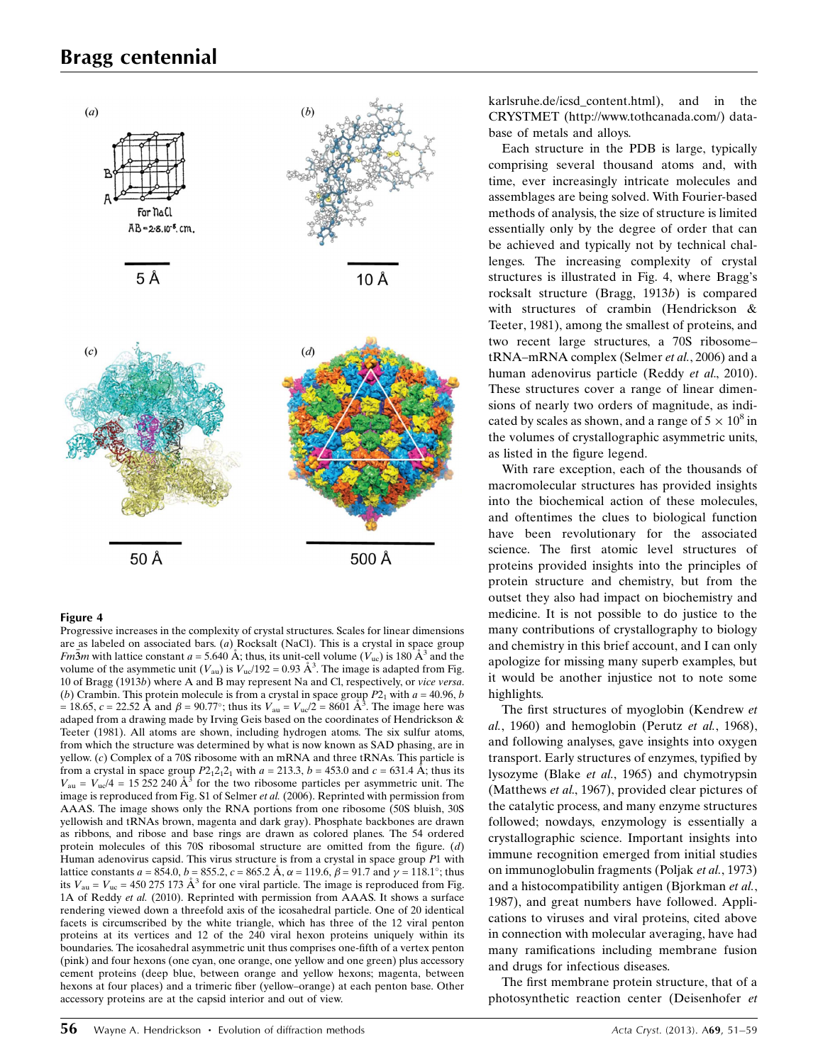**Figure 4**
Progressive increases in the complexity of crystal structures. Scales for linear dimensions are as labeled on associated bars. (*a*) Rocksalt (NaCl). This is a crystal in space group $Fm\bar{3}m$ with lattice constant $a$ = 5.640 Å; thus, its unit-cell volume ($V_{uc}$) is 180 Å$^3$ and the volume of the asymmetric unit ($V_{au}$) is $V_{uc}/192$ = 0.93 Å$^3$. The image is adapted from Fig. 10 of Bragg (1913*b*) where A and B may represent Na and Cl, respectively, or *vice versa*. (*b*) Crambin. This protein molecule is from a crystal in space group $P2_1$ with $a$ = 40.96, $b$ = 18.65, $c$ = 22.52 Å and $\beta$ = 90.77°; thus its $V_{au}$ = $V_{uc}/2$ = 8601 Å$^3$. The image here was adaped from a drawing made by Irving Geis based on the coordinates of Hendrickson & Teeter (1981). All atoms are shown, including hydrogen atoms. The six sulfur atoms, from which the structure was determined by what is now known as SAD phasing, are in yellow. (*c*) Complex of a 70S ribosome with an mRNA and three tRNAs. This particle is from a crystal in space group $P2_12_12_1$ with $a$ = 213.3, $b$ = 453.0 and $c$ = 631.4 Å; thus its $V_{au}$ = $V_{uc}/4$ = 15 252 240 Å$^3$ for the two ribosome particles per asymmetric unit. The image is reproduced from Fig. S1 of Selmer *et al.* (2006). Reprinted with permission from AAAS. The image shows only the RNA portions from one ribosome (50S bluish, 30S yellowish and tRNAs brown, magenta and dark gray). Phosphate backbones are drawn as ribbons, and ribose and base rings are drawn as colored planes. The 54 ordered protein molecules of this 70S ribosomal structure are omitted from the figure. (*d*) Human adenovirus capsid. This virus structure is from a crystal in space group $P1$ with lattice constants $a$ = 854.0, $b$ = 855.2, $c$ = 865.2 Å, $\alpha$ = 119.6, $\beta$ = 91.7 and $\gamma$ = 118.1°; thus its $V_{au}$ = $V_{uc}$ = 450 275 173 Å$^3$ for one viral particle. The image is reproduced from Fig. 1A of Reddy *et al.* (2010). Reprinted with permission from AAAS. It shows a surface rendering viewed down a threefold axis of the icosahedral particle. One of 20 identical facets is circumscribed by the white triangle, which has three of the 12 viral penton proteins at its vertices and 12 of the 240 viral hexon proteins uniquely within its boundaries. The icosahedral asymmetric unit thus comprises one-fifth of a vertex penton (pink) and four hexons (one cyan, one orange, one yellow and one green) plus accessory cement proteins (deep blue, between orange and yellow hexons; magenta, between hexons at four places) and a trimeric fiber (yellow–orange) at each penton base. Other accessory proteins are at the capsid interior and out of view.

karlsruhe.de/icsd_content.html), and in the CRYSTMET (http://www.tothcanada.com/) database of metals and alloys.

Each structure in the PDB is large, typically comprising several thousand atoms and, with time, ever increasingly intricate molecules and assemblages are being solved. With Fourier-based methods of analysis, the size of structure is limited essentially only by the degree of order that can be achieved and typically not by technical challenges. The increasing complexity of crystal structures is illustrated in Fig. 4, where Bragg's rocksalt structure (Bragg, 1913*b*) is compared with structures of crambin (Hendrickson & Teeter, 1981), among the smallest of proteins, and two recent large structures, a 70S ribosome–tRNA–mRNA complex (Selmer *et al.*, 2006) and a human adenovirus particle (Reddy *et al.*, 2010). These structures cover a range of linear dimensions of nearly two orders of magnitude, as indicated by scales as shown, and a range of $5 \times 10^8$ in the volumes of crystallographic asymmetric units, as listed in the figure legend.

With rare exception, each of the thousands of macromolecular structures has provided insights into the biochemical action of these molecules, and oftentimes the clues to biological function have been revolutionary for the associated science. The first atomic level structures of proteins provided insights into the principles of protein structure and chemistry, but from the outset they also had impact on biochemistry and medicine. It is not possible to do justice to the many contributions of crystallography to biology and chemistry in this brief account, and I can only apologize for missing many superb examples, but it would be another injustice not to note some highlights.

The first structures of myoglobin (Kendrew *et al.*, 1960) and hemoglobin (Perutz *et al.*, 1968), and following analyses, gave insights into oxygen transport. Early structures of enzymes, typified by lysozyme (Blake *et al.*, 1965) and chymotrypsin (Matthews *et al.*, 1967), provided clear pictures of the catalytic process, and many enzyme structures followed; nowdays, enzymology is essentially a crystallographic science. Important insights into immune recognition emerged from initial studies on immunoglobulin fragments (Poljak *et al.*, 1973) and a histocompatibility antigen (Bjorkman *et al.*, 1987), and great numbers have followed. Applications to viruses and viral proteins, cited above in connection with molecular averaging, have had many ramifications including membrane fusion and drugs for infectious diseases.

The first membrane protein structure, that of a photosynthetic reaction center (Deisenhofer *et*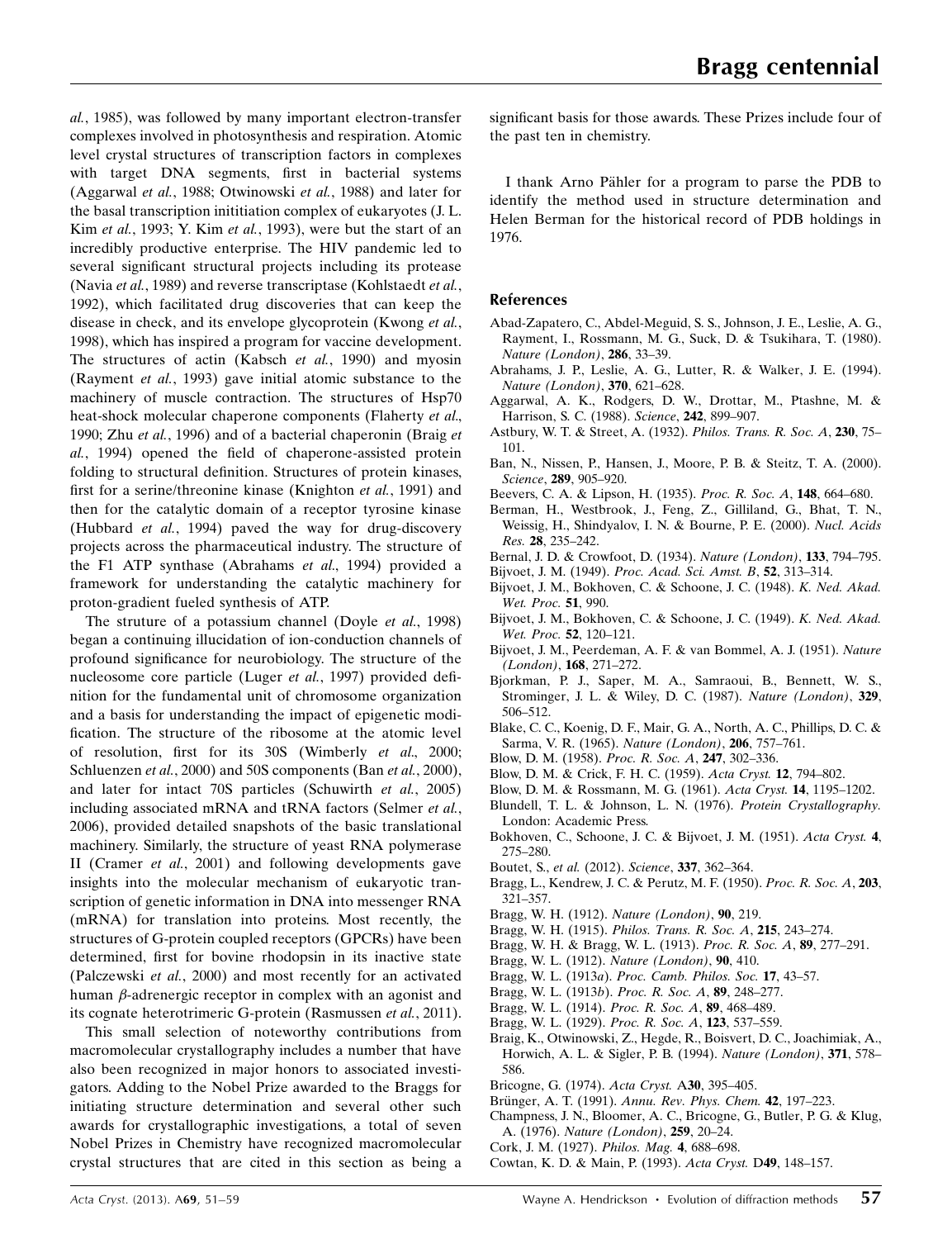*al.*, 1985), was followed by many important electron-transfer complexes involved in photosynthesis and respiration. Atomic level crystal structures of transcription factors in complexes with target DNA segments, first in bacterial systems (Aggarwal *et al.*, 1988; Otwinowski *et al.*, 1988) and later for the basal transcription inititiation complex of eukaryotes (J. L. Kim *et al.*, 1993; Y. Kim *et al.*, 1993), were but the start of an incredibly productive enterprise. The HIV pandemic led to several significant structural projects including its protease (Navia *et al.*, 1989) and reverse transcriptase (Kohlstaedt *et al.*, 1992), which facilitated drug discoveries that can keep the disease in check, and its envelope glycoprotein (Kwong *et al.*, 1998), which has inspired a program for vaccine development. The structures of actin (Kabsch *et al.*, 1990) and myosin (Rayment *et al.*, 1993) gave initial atomic substance to the machinery of muscle contraction. The structures of Hsp70 heat-shock molecular chaperone components (Flaherty *et al.*, 1990; Zhu *et al.*, 1996) and of a bacterial chaperonin (Braig *et al.*, 1994) opened the field of chaperone-assisted protein folding to structural definition. Structures of protein kinases, first for a serine/threonine kinase (Knighton *et al.*, 1991) and then for the catalytic domain of a receptor tyrosine kinase (Hubbard *et al.*, 1994) paved the way for drug-discovery projects across the pharmaceutical industry. The structure of the F1 ATP synthase (Abrahams *et al.*, 1994) provided a framework for understanding the catalytic machinery for proton-gradient fueled synthesis of ATP.

The struture of a potassium channel (Doyle *et al.*, 1998) began a continuing illucidation of ion-conduction channels of profound significance for neurobiology. The structure of the nucleosome core particle (Luger *et al.*, 1997) provided definition for the fundamental unit of chromosome organization and a basis for understanding the impact of epigenetic modification. The structure of the ribosome at the atomic level of resolution, first for its 30S (Wimberly *et al*., 2000; Schluenzen *et al.*, 2000) and 50S components (Ban *et al.*, 2000), and later for intact 70S particles (Schuwirth *et al.*, 2005) including associated mRNA and tRNA factors (Selmer *et al.*, 2006), provided detailed snapshots of the basic translational machinery. Similarly, the structure of yeast RNA polymerase II (Cramer *et al.*, 2001) and following developments gave insights into the molecular mechanism of eukaryotic transcription of genetic information in DNA into messenger RNA (mRNA) for translation into proteins. Most recently, the structures of G-protein coupled receptors (GPCRs) have been determined, first for bovine rhodopsin in its inactive state (Palczewski *et al.*, 2000) and most recently for an activated human $\beta$-adrenergic receptor in complex with an agonist and its cognate heterotrimeric G-protein (Rasmussen *et al.*, 2011).

This small selection of noteworthy contributions from macromolecular crystallography includes a number that have also been recognized in major honors to associated investigators. Adding to the Nobel Prize awarded to the Braggs for initiating structure determination and several other such awards for crystallographic investigations, a total of seven Nobel Prizes in Chemistry have recognized macromolecular crystal structures that are cited in this section as being a significant basis for those awards. These Prizes include four of the past ten in chemistry.

I thank Arno Pähler for a program to parse the PDB to identify the method used in structure determination and Helen Berman for the historical record of PDB holdings in 1976.

## References

Abad-Zapatero, C., Abdel-Meguid, S. S., Johnson, J. E., Leslie, A. G., Rayment, I., Rossmann, M. G., Suck, D. & Tsukihara, T. (1980). *Nature (London)*, **286**, 33–39.

Abrahams, J. P., Leslie, A. G., Lutter, R. & Walker, J. E. (1994). *Nature (London)*, **370**, 621–628.

Aggarwal, A. K., Rodgers, D. W., Drottar, M., Ptashne, M. & Harrison, S. C. (1988). *Science*, **242**, 899–907.

Astbury, W. T. & Street, A. (1932). *Philos. Trans. R. Soc. A*, **230**, 75–101.

Ban, N., Nissen, P., Hansen, J., Moore, P. B. & Steitz, T. A. (2000). *Science*, **289**, 905–920.

Beevers, C. A. & Lipson, H. (1935). *Proc. R. Soc. A*, **148**, 664–680.

Berman, H., Westbrook, J., Feng, Z., Gilliland, G., Bhat, T. N., Weissig, H., Shindyalov, I. N. & Bourne, P. E. (2000). *Nucl. Acids Res.* **28**, 235–242.

Bernal, J. D. & Crowfoot, D. (1934). *Nature (London)*, **133**, 794–795.

Bijvoet, J. M. (1949). *Proc. Acad. Sci. Amst. B*, **52**, 313–314.

Bijvoet, J. M., Bokhoven, C. & Schoone, J. C. (1948). *K. Ned. Akad. Wet. Proc.* **51**, 990.

Bijvoet, J. M., Bokhoven, C. & Schoone, J. C. (1949). *K. Ned. Akad. Wet. Proc.* **52**, 120–121.

Bijvoet, J. M., Peerdeman, A. F. & van Bommel, A. J. (1951). *Nature (London)*, **168**, 271–272.

Bjorkman, P. J., Saper, M. A., Samraoui, B., Bennett, W. S., Strominger, J. L. & Wiley, D. C. (1987). *Nature (London)*, **329**, 506–512.

Blake, C. C., Koenig, D. F., Mair, G. A., North, A. C., Phillips, D. C. & Sarma, V. R. (1965). *Nature (London)*, **206**, 757–761.

Blow, D. M. (1958). *Proc. R. Soc. A*, **247**, 302–336.

Blow, D. M. & Crick, F. H. C. (1959). *Acta Cryst.* **12**, 794–802.

Blow, D. M. & Rossmann, M. G. (1961). *Acta Cryst.* **14**, 1195–1202.

Blundell, T. L. & Johnson, L. N. (1976). *Protein Crystallography*. London: Academic Press.

Bokhoven, C., Schoone, J. C. & Bijvoet, J. M. (1951). *Acta Cryst.* **4**, 275–280.

Boutet, S., *et al.* (2012). *Science*, **337**, 362–364.

Bragg, L., Kendrew, J. C. & Perutz, M. F. (1950). *Proc. R. Soc. A*, **203**, 321–357.

Bragg, W. H. (1912). *Nature (London)*, **90**, 219.

Bragg, W. H. (1915). *Philos. Trans. R. Soc. A*, **215**, 243–274.

Bragg, W. H. & Bragg, W. L. (1913). *Proc. R. Soc. A*, **89**, 277–291.

Bragg, W. L. (1912). *Nature (London)*, **90**, 410.

Bragg, W. L. (1913*a*). *Proc. Camb. Philos. Soc.* **17**, 43–57.

Bragg, W. L. (1913*b*). *Proc. R. Soc. A*, **89**, 248–277.

Bragg, W. L. (1914). *Proc. R. Soc. A*, **89**, 468–489.

Bragg, W. L. (1929). *Proc. R. Soc. A*, **123**, 537–559.

Braig, K., Otwinowski, Z., Hegde, R., Boisvert, D. C., Joachimiak, A., Horwich, A. L. & Sigler, P. B. (1994). *Nature (London)*, **371**, 578–586.

Bricogne, G. (1974). *Acta Cryst.* **A30**, 395–405.

Brünger, A. T. (1991). *Annu. Rev. Phys. Chem.* **42**, 197–223.

Champness, J. N., Bloomer, A. C., Bricogne, G., Butler, P. G. & Klug, A. (1976). *Nature (London)*, **259**, 20–24.

Cork, J. M. (1927). *Philos. Mag.* **4**, 688–698.

Cowtan, K. D. & Main, P. (1993). *Acta Cryst.* **D49**, 148–157.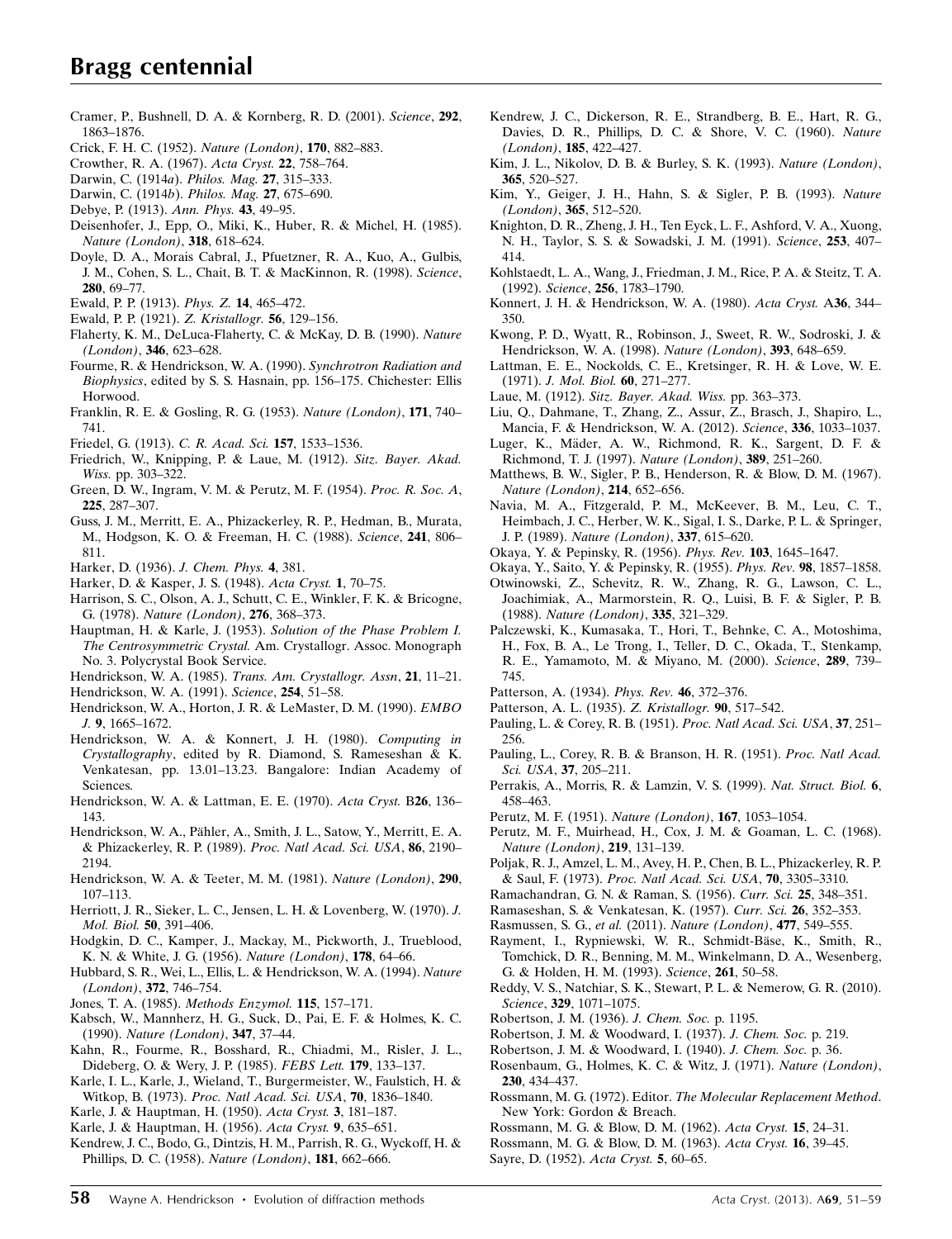Cramer, P., Bushnell, D. A. & Kornberg, R. D. (2001). *Science*, **292**, 1863–1876.

Crick, F. H. C. (1952). *Nature (London)*, **170**, 882–883.

Crowther, R. A. (1967). *Acta Cryst.* **22**, 758–764.

Darwin, C. (1914*a*). *Philos. Mag.* **27**, 315–333.

Darwin, C. (1914*b*). *Philos. Mag.* **27**, 675–690.

Debye, P. (1913). *Ann. Phys.* **43**, 49–95.

Deisenhofer, J., Epp, O., Miki, K., Huber, R. & Michel, H. (1985). *Nature (London)*, **318**, 618–624.

Doyle, D. A., Morais Cabral, J., Pfuetzner, R. A., Kuo, A., Gulbis, J. M., Cohen, S. L., Chait, B. T. & MacKinnon, R. (1998). *Science*, **280**, 69–77.

Ewald, P. P. (1913). *Phys. Z.* **14**, 465–472.

Ewald, P. P. (1921). *Z. Kristallogr.* **56**, 129–156.

Flaherty, K. M., DeLuca-Flaherty, C. & McKay, D. B. (1990). *Nature (London)*, **346**, 623–628.

Fourme, R. & Hendrickson, W. A. (1990). *Synchrotron Radiation and Biophysics*, edited by S. S. Hasnain, pp. 156–175. Chichester: Ellis Horwood.

Franklin, R. E. & Gosling, R. G. (1953). *Nature (London)*, **171**, 740–741.

Friedel, G. (1913). *C. R. Acad. Sci.* **157**, 1533–1536.

Friedrich, W., Knipping, P. & Laue, M. (1912). *Sitz. Bayer. Akad. Wiss.* pp. 303–322.

Green, D. W., Ingram, V. M. & Perutz, M. F. (1954). *Proc. R. Soc. A*, **225**, 287–307.

Guss, J. M., Merritt, E. A., Phizackerley, R. P., Hedman, B., Murata, M., Hodgson, K. O. & Freeman, H. C. (1988). *Science*, **241**, 806–811.

Harker, D. (1936). *J. Chem. Phys.* **4**, 381.

Harker, D. & Kasper, J. S. (1948). *Acta Cryst.* **1**, 70–75.

Harrison, S. C., Olson, A. J., Schutt, C. E., Winkler, F. K. & Bricogne, G. (1978). *Nature (London)*, **276**, 368–373.

Hauptman, H. & Karle, J. (1953). *Solution of the Phase Problem I. The Centrosymmetric Crystal.* Am. Crystallogr. Assoc. Monograph No. 3. Polycrystal Book Service.

Hendrickson, W. A. (1985). *Trans. Am. Crystallogr. Assn*, **21**, 11–21.

Hendrickson, W. A. (1991). *Science*, **254**, 51–58.

Hendrickson, W. A., Horton, J. R. & LeMaster, D. M. (1990). *EMBO J.* **9**, 1665–1672.

Hendrickson, W. A. & Konnert, J. H. (1980). *Computing in Crystallography*, edited by R. Diamond, S. Rameseshan & K. Venkatesan, pp. 13.01–13.23. Bangalore: Indian Academy of Sciences.

Hendrickson, W. A. & Lattman, E. E. (1970). *Acta Cryst.* B**26**, 136–143.

Hendrickson, W. A., Pähler, A., Smith, J. L., Satow, Y., Merritt, E. A. & Phizackerley, R. P. (1989). *Proc. Natl Acad. Sci. USA*, **86**, 2190–2194.

Hendrickson, W. A. & Teeter, M. M. (1981). *Nature (London)*, **290**, 107–113.

Herriott, J. R., Sieker, L. C., Jensen, L. H. & Lovenberg, W. (1970). *J. Mol. Biol.* **50**, 391–406.

Hodgkin, D. C., Kamper, J., Mackay, M., Pickworth, J., Trueblood, K. N. & White, J. G. (1956). *Nature (London)*, **178**, 64–66.

Hubbard, S. R., Wei, L., Ellis, L. & Hendrickson, W. A. (1994). *Nature (London)*, **372**, 746–754.

Jones, T. A. (1985). *Methods Enzymol.* **115**, 157–171.

Kabsch, W., Mannherz, H. G., Suck, D., Pai, E. F. & Holmes, K. C. (1990). *Nature (London)*, **347**, 37–44.

Kahn, R., Fourme, R., Bosshard, R., Chiadmi, M., Risler, J. L., Dideberg, O. & Wery, J. P. (1985). *FEBS Lett.* **179**, 133–137.

Karle, I. L., Karle, J., Wieland, T., Burgermeister, W., Faulstich, H. & Witkop, B. (1973). *Proc. Natl Acad. Sci. USA*, **70**, 1836–1840.

Karle, J. & Hauptman, H. (1950). *Acta Cryst.* **3**, 181–187.

Karle, J. & Hauptman, H. (1956). *Acta Cryst.* **9**, 635–651.

Kendrew, J. C., Bodo, G., Dintzis, H. M., Parrish, R. G., Wyckoff, H. & Phillips, D. C. (1958). *Nature (London)*, **181**, 662–666.

Kendrew, J. C., Dickerson, R. E., Strandberg, B. E., Hart, R. G., Davies, D. R., Phillips, D. C. & Shore, V. C. (1960). *Nature (London)*, **185**, 422–427.

Kim, J. L., Nikolov, D. B. & Burley, S. K. (1993). *Nature (London)*, **365**, 520–527.

Kim, Y., Geiger, J. H., Hahn, S. & Sigler, P. B. (1993). *Nature (London)*, **365**, 512–520.

Knighton, D. R., Zheng, J. H., Ten Eyck, L. F., Ashford, V. A., Xuong, N. H., Taylor, S. S. & Sowadski, J. M. (1991). *Science*, **253**, 407–414.

Kohlstaedt, L. A., Wang, J., Friedman, J. M., Rice, P. A. & Steitz, T. A. (1992). *Science*, **256**, 1783–1790.

Konnert, J. H. & Hendrickson, W. A. (1980). *Acta Cryst.* A**36**, 344–350.

Kwong, P. D., Wyatt, R., Robinson, J., Sweet, R. W., Sodroski, J. & Hendrickson, W. A. (1998). *Nature (London)*, **393**, 648–659.

Lattman, E. E., Nockolds, C. E., Kretsinger, R. H. & Love, W. E. (1971). *J. Mol. Biol.* **60**, 271–277.

Laue, M. (1912). *Sitz. Bayer. Akad. Wiss.* pp. 363–373.

Liu, Q., Dahmane, T., Zhang, Z., Assur, Z., Brasch, J., Shapiro, L., Mancia, F. & Hendrickson, W. A. (2012). *Science*, **336**, 1033–1037.

Luger, K., Mäder, A. W., Richmond, R. K., Sargent, D. F. & Richmond, T. J. (1997). *Nature (London)*, **389**, 251–260.

Matthews, B. W., Sigler, P. B., Henderson, R. & Blow, D. M. (1967). *Nature (London)*, **214**, 652–656.

Navia, M. A., Fitzgerald, P. M., McKeever, B. M., Leu, C. T., Heimbach, J. C., Herber, W. K., Sigal, I. S., Darke, P. L. & Springer, J. P. (1989). *Nature (London)*, **337**, 615–620.

Okaya, Y. & Pepinsky, R. (1956). *Phys. Rev.* **103**, 1645–1647.

Okaya, Y., Saito, Y. & Pepinsky, R. (1955). *Phys. Rev.* **98**, 1857–1858.

Otwinowski, Z., Schevitz, R. W., Zhang, R. G., Lawson, C. L., Joachimiak, A., Marmorstein, R. Q., Luisi, B. F. & Sigler, P. B. (1988). *Nature (London)*, **335**, 321–329.

Palczewski, K., Kumasaka, T., Hori, T., Behnke, C. A., Motoshima, H., Fox, B. A., Le Trong, I., Teller, D. C., Okada, T., Stenkamp, R. E., Yamamoto, M. & Miyano, M. (2000). *Science*, **289**, 739–745.

Patterson, A. (1934). *Phys. Rev.* **46**, 372–376.

Patterson, A. L. (1935). *Z. Kristallogr.* **90**, 517–542.

Pauling, L. & Corey, R. B. (1951). *Proc. Natl Acad. Sci. USA*, **37**, 251–256.

Pauling, L., Corey, R. B. & Branson, H. R. (1951). *Proc. Natl Acad. Sci. USA*, **37**, 205–211.

Perrakis, A., Morris, R. & Lamzin, V. S. (1999). *Nat. Struct. Biol.* **6**, 458–463.

Perutz, M. F. (1951). *Nature (London)*, **167**, 1053–1054.

Perutz, M. F., Muirhead, H., Cox, J. M. & Goaman, L. C. (1968). *Nature (London)*, **219**, 131–139.

Poljak, R. J., Amzel, L. M., Avey, H. P., Chen, B. L., Phizackerley, R. P. & Saul, F. (1973). *Proc. Natl Acad. Sci. USA*, **70**, 3305–3310.

Ramachandran, G. N. & Raman, S. (1956). *Curr. Sci.* **25**, 348–351.

Ramaseshan, S. & Venkatesan, K. (1957). *Curr. Sci.* **26**, 352–353.

Rasmussen, S. G., *et al.* (2011). *Nature (London)*, **477**, 549–555.

Rayment, I., Rypniewski, W. R., Schmidt-Bäse, K., Smith, R., Tomchick, D. R., Benning, M. M., Winkelmann, D. A., Wesenberg, G. & Holden, H. M. (1993). *Science*, **261**, 50–58.

Reddy, V. S., Natchiar, S. K., Stewart, P. L. & Nemerow, G. R. (2010). *Science*, **329**, 1071–1075.

Robertson, J. M. (1936). *J. Chem. Soc.* p. 1195.

Robertson, J. M. & Woodward, I. (1937). *J. Chem. Soc.* p. 219.

Robertson, J. M. & Woodward, I. (1940). *J. Chem. Soc.* p. 36.

Rosenbaum, G., Holmes, K. C. & Witz, J. (1971). *Nature (London)*, **230**, 434–437.

Rossmann, M. G. (1972). Editor. *The Molecular Replacement Method*. New York: Gordon & Breach.

Rossmann, M. G. & Blow, D. M. (1962). *Acta Cryst.* **15**, 24–31.

Rossmann, M. G. & Blow, D. M. (1963). *Acta Cryst.* **16**, 39–45.

Sayre, D. (1952). *Acta Cryst.* **5**, 60–65.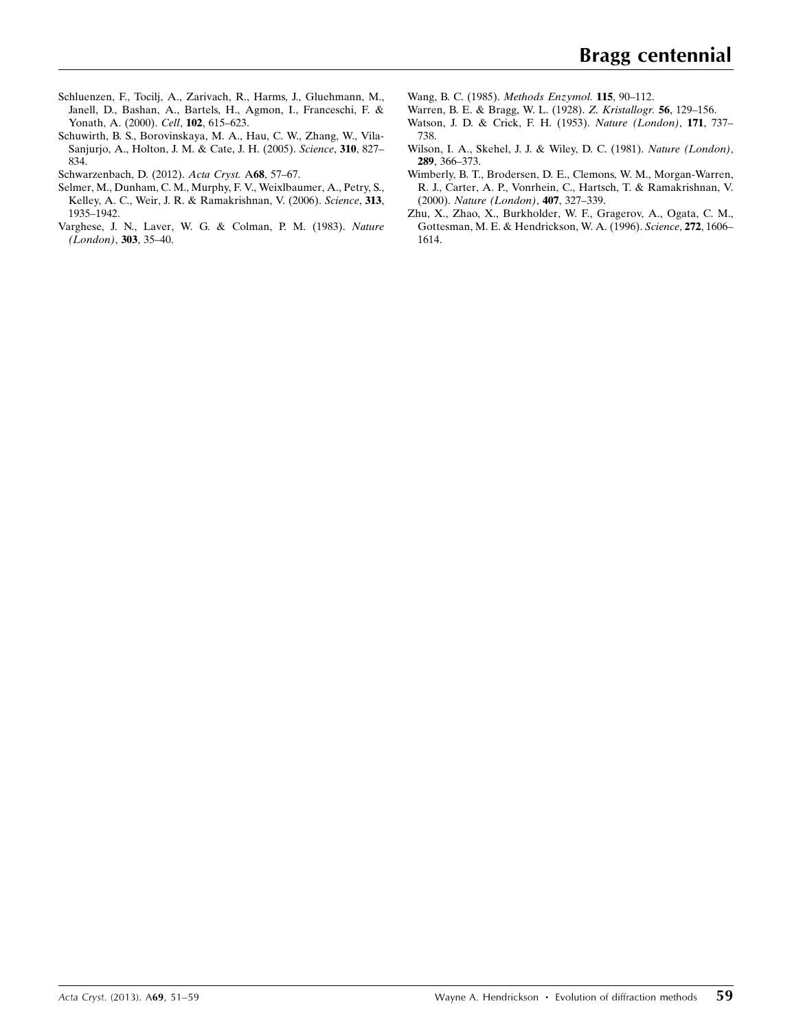Schluenzen, F., Tocilj, A., Zarivach, R., Harms, J., Gluehmann, M., Janell, D., Bashan, A., Bartels, H., Agmon, I., Franceschi, F. & Yonath, A. (2000). *Cell*, **102**, 615–623.

Schuwirth, B. S., Borovinskaya, M. A., Hau, C. W., Zhang, W., Vila-Sanjurjo, A., Holton, J. M. & Cate, J. H. (2005). *Science*, **310**, 827–834.

Schwarzenbach, D. (2012). *Acta Cryst.* A**68**, 57–67.

Selmer, M., Dunham, C. M., Murphy, F. V., Weixlbaumer, A., Petry, S., Kelley, A. C., Weir, J. R. & Ramakrishnan, V. (2006). *Science*, **313**, 1935–1942.

Varghese, J. N., Laver, W. G. & Colman, P. M. (1983). *Nature (London)*, **303**, 35–40.

Wang, B. C. (1985). *Methods Enzymol.* **115**, 90–112.

Warren, B. E. & Bragg, W. L. (1928). *Z. Kristallogr.* **56**, 129–156.

Watson, J. D. & Crick, F. H. (1953). *Nature (London)*, **171**, 737–738.

Wilson, I. A., Skehel, J. J. & Wiley, D. C. (1981). *Nature (London)*, **289**, 366–373.

Wimberly, B. T., Brodersen, D. E., Clemons, W. M., Morgan-Warren, R. J., Carter, A. P., Vonrhein, C., Hartsch, T. & Ramakrishnan, V. (2000). *Nature (London)*, **407**, 327–339.

Zhu, X., Zhao, X., Burkholder, W. F., Gragerov, A., Ogata, C. M., Gottesman, M. E. & Hendrickson, W. A. (1996). *Science*, **272**, 1606–1614.